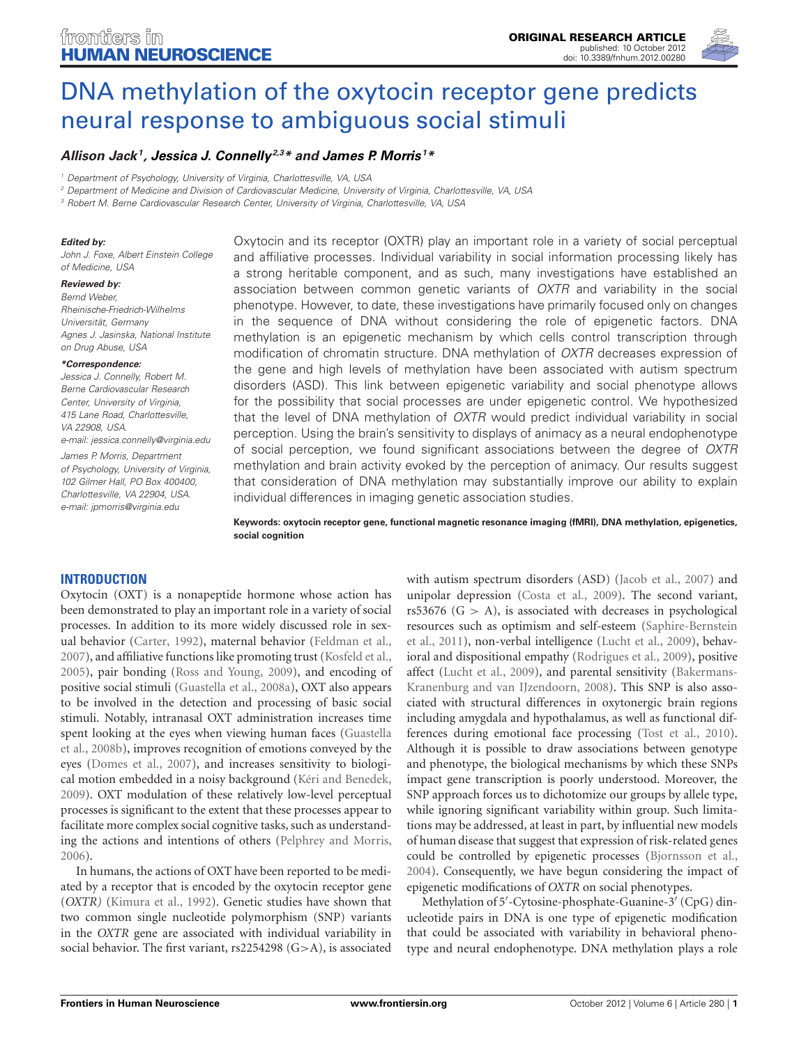ORIGINAL RESEARCH ARTICLE
published: 10 October 2012
doi: 10.3389/fnhum.2012.00280

# DNA methylation of the oxytocin receptor gene predicts neural response to ambiguous social stimuli

***Allison Jack*[1]*, Jessica J. Connelly*[2,3]** *and James P. Morris*[1]***

[1] Department of Psychology, University of Virginia, Charlottesville, VA, USA
[2] Department of Medicine and Division of Cardiovascular Medicine, University of Virginia, Charlottesville, VA, USA
[3] Robert M. Berne Cardiovascular Research Center, University of Virginia, Charlottesville, VA, USA

***Edited by:***
*John J. Foxe, Albert Einstein College of Medicine, USA*

***Reviewed by:***
*Bernd Weber, Rheinische-Friedrich-Wilhelms Universität, Germany*
*Agnes J. Jasinska, National Institute on Drug Abuse, USA*

***\*Correspondence:***
*Jessica J. Connelly, Robert M. Berne Cardiovascular Research Center, University of Virginia, 415 Lane Road, Charlottesville, VA 22908, USA.*
*e-mail: jessica.connelly@virginia.edu*
*James P. Morris, Department of Psychology, University of Virginia, 102 Gilmer Hall, PO Box 400400, Charlottesville, VA 22904, USA.*
*e-mail: jpmorris@virginia.edu*

Oxytocin and its receptor (OXTR) play an important role in a variety of social perceptual and affiliative processes. Individual variability in social information processing likely has a strong heritable component, and as such, many investigations have established an association between common genetic variants of *OXTR* and variability in the social phenotype. However, to date, these investigations have primarily focused only on changes in the sequence of DNA without considering the role of epigenetic factors. DNA methylation is an epigenetic mechanism by which cells control transcription through modification of chromatin structure. DNA methylation of *OXTR* decreases expression of the gene and high levels of methylation have been associated with autism spectrum disorders (ASD). This link between epigenetic variability and social phenotype allows for the possibility that social processes are under epigenetic control. We hypothesized that the level of DNA methylation of *OXTR* would predict individual variability in social perception. Using the brain's sensitivity to displays of animacy as a neural endophenotype of social perception, we found significant associations between the degree of *OXTR* methylation and brain activity evoked by the perception of animacy. Our results suggest that consideration of DNA methylation may substantially improve our ability to explain individual differences in imaging genetic association studies.

**Keywords: oxytocin receptor gene, functional magnetic resonance imaging (fMRI), DNA methylation, epigenetics, social cognition**

## INTRODUCTION

Oxytocin (OXT) is a nonapeptide hormone whose action has been demonstrated to play an important role in a variety of social processes. In addition to its more widely discussed role in sexual behavior (Carter, 1992), maternal behavior (Feldman et al., 2007), and affiliative functions like promoting trust (Kosfeld et al., 2005), pair bonding (Ross and Young, 2009), and encoding of positive social stimuli (Guastella et al., 2008a), OXT also appears to be involved in the detection and processing of basic social stimuli. Notably, intranasal OXT administration increases time spent looking at the eyes when viewing human faces (Guastella et al., 2008b), improves recognition of emotions conveyed by the eyes (Domes et al., 2007), and increases sensitivity to biological motion embedded in a noisy background (Kéri and Benedek, 2009). OXT modulation of these relatively low-level perceptual processes is significant to the extent that these processes appear to facilitate more complex social cognitive tasks, such as understanding the actions and intentions of others (Pelphrey and Morris, 2006).

In humans, the actions of OXT have been reported to be mediated by a receptor that is encoded by the oxytocin receptor gene (*OXTR*) (Kimura et al., 1992). Genetic studies have shown that two common single nucleotide polymorphism (SNP) variants in the *OXTR* gene are associated with individual variability in social behavior. The first variant, rs2254298 (G>A), is associated with autism spectrum disorders (ASD) (Jacob et al., 2007) and unipolar depression (Costa et al., 2009). The second variant, rs53676 (G > A), is associated with decreases in psychological resources such as optimism and self-esteem (Saphire-Bernstein et al., 2011), non-verbal intelligence (Lucht et al., 2009), behavioral and dispositional empathy (Rodrigues et al., 2009), positive affect (Lucht et al., 2009), and parental sensitivity (Bakermans-Kranenburg and van IJzendoorn, 2008). This SNP is also associated with structural differences in oxytonergic brain regions including amygdala and hypothalamus, as well as functional differences during emotional face processing (Tost et al., 2010). Although it is possible to draw associations between genotype and phenotype, the biological mechanisms by which these SNPs impact gene transcription is poorly understood. Moreover, the SNP approach forces us to dichotomize our groups by allele type, while ignoring significant variability within group. Such limitations may be addressed, at least in part, by influential new models of human disease that suggest that expression of risk-related genes could be controlled by epigenetic processes (Bjornsson et al., 2004). Consequently, we have begun considering the impact of epigenetic modifications of *OXTR* on social phenotypes.

Methylation of 5′-Cytosine-phosphate-Guanine-3′ (CpG) dinucleotide pairs in DNA is one type of epigenetic modification that could be associated with variability in behavioral phenotype and neural endophenotype. DNA methylation plays a role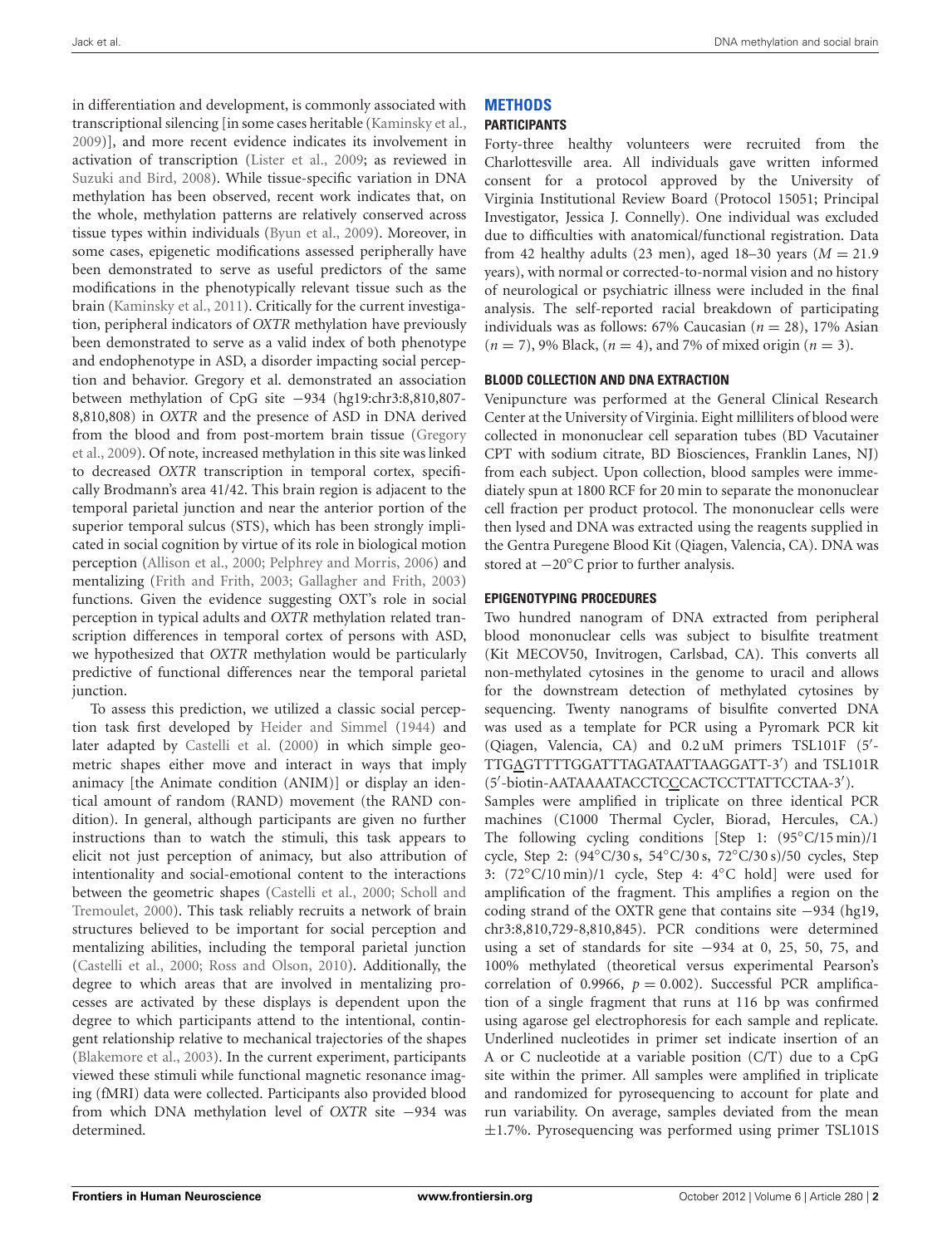in differentiation and development, is commonly associated with transcriptional silencing [in some cases heritable (Kaminsky et al., 2009)], and more recent evidence indicates its involvement in activation of transcription (Lister et al., 2009; as reviewed in Suzuki and Bird, 2008). While tissue-specific variation in DNA methylation has been observed, recent work indicates that, on the whole, methylation patterns are relatively conserved across tissue types within individuals (Byun et al., 2009). Moreover, in some cases, epigenetic modifications assessed peripherally have been demonstrated to serve as useful predictors of the same modifications in the phenotypically relevant tissue such as the brain (Kaminsky et al., 2011). Critically for the current investigation, peripheral indicators of *OXTR* methylation have previously been demonstrated to serve as a valid index of both phenotype and endophenotype in ASD, a disorder impacting social perception and behavior. Gregory et al. demonstrated an association between methylation of CpG site −934 (hg19:chr3:8,810,807-8,810,808) in *OXTR* and the presence of ASD in DNA derived from the blood and from post-mortem brain tissue (Gregory et al., 2009). Of note, increased methylation in this site was linked to decreased *OXTR* transcription in temporal cortex, specifically Brodmann's area 41/42. This brain region is adjacent to the temporal parietal junction and near the anterior portion of the superior temporal sulcus (STS), which has been strongly implicated in social cognition by virtue of its role in biological motion perception (Allison et al., 2000; Pelphrey and Morris, 2006) and mentalizing (Frith and Frith, 2003; Gallagher and Frith, 2003) functions. Given the evidence suggesting OXT's role in social perception in typical adults and *OXTR* methylation related transcription differences in temporal cortex of persons with ASD, we hypothesized that *OXTR* methylation would be particularly predictive of functional differences near the temporal parietal junction.

To assess this prediction, we utilized a classic social perception task first developed by Heider and Simmel (1944) and later adapted by Castelli et al. (2000) in which simple geometric shapes either move and interact in ways that imply animacy [the Animate condition (ANIM)] or display an identical amount of random (RAND) movement (the RAND condition). In general, although participants are given no further instructions than to watch the stimuli, this task appears to elicit not just perception of animacy, but also attribution of intentionality and social-emotional content to the interactions between the geometric shapes (Castelli et al., 2000; Scholl and Tremoulet, 2000). This task reliably recruits a network of brain structures believed to be important for social perception and mentalizing abilities, including the temporal parietal junction (Castelli et al., 2000; Ross and Olson, 2010). Additionally, the degree to which areas that are involved in mentalizing processes are activated by these displays is dependent upon the degree to which participants attend to the intentional, contingent relationship relative to mechanical trajectories of the shapes (Blakemore et al., 2003). In the current experiment, participants viewed these stimuli while functional magnetic resonance imaging (fMRI) data were collected. Participants also provided blood from which DNA methylation level of *OXTR* site −934 was determined.

## METHODS

### PARTICIPANTS

Forty-three healthy volunteers were recruited from the Charlottesville area. All individuals gave written informed consent for a protocol approved by the University of Virginia Institutional Review Board (Protocol 15051; Principal Investigator, Jessica J. Connelly). One individual was excluded due to difficulties with anatomical/functional registration. Data from 42 healthy adults (23 men), aged 18–30 years ($M = 21.9$ years), with normal or corrected-to-normal vision and no history of neurological or psychiatric illness were included in the final analysis. The self-reported racial breakdown of participating individuals was as follows: 67% Caucasian ($n = 28$), 17% Asian ($n = 7$), 9% Black, ($n = 4$), and 7% of mixed origin ($n = 3$).

### BLOOD COLLECTION AND DNA EXTRACTION

Venipuncture was performed at the General Clinical Research Center at the University of Virginia. Eight milliliters of blood were collected in mononuclear cell separation tubes (BD Vacutainer CPT with sodium citrate, BD Biosciences, Franklin Lanes, NJ) from each subject. Upon collection, blood samples were immediately spun at 1800 RCF for 20 min to separate the mononuclear cell fraction per product protocol. The mononuclear cells were then lysed and DNA was extracted using the reagents supplied in the Gentra Puregene Blood Kit (Qiagen, Valencia, CA). DNA was stored at −20°C prior to further analysis.

### EPIGENOTYPING PROCEDURES

Two hundred nanogram of DNA extracted from peripheral blood mononuclear cells was subject to bisulfite treatment (Kit MECOV50, Invitrogen, Carlsbad, CA). This converts all non-methylated cytosines in the genome to uracil and allows for the downstream detection of methylated cytosines by sequencing. Twenty nanograms of bisulfite converted DNA was used as a template for PCR using a Pyromark PCR kit (Qiagen, Valencia, CA) and 0.2 uM primers TSL101F (5′-TTG<u>A</u>GTTTTGGATTTAGATAATTAAGGATT-3′) and TSL101R (5′-biotin-AATAAAATACCTC<u>C</u>CACTCCTTATTCCTAA-3′).

Samples were amplified in triplicate on three identical PCR machines (C1000 Thermal Cycler, Biorad, Hercules, CA.) The following cycling conditions [Step 1: (95°C/15 min)/1 cycle, Step 2: (94°C/30 s, 54°C/30 s, 72°C/30 s)/50 cycles, Step 3: (72°C/10 min)/1 cycle, Step 4: 4°C hold] were used for amplification of the fragment. This amplifies a region on the coding strand of the OXTR gene that contains site −934 (hg19, chr3:8,810,729-8,810,845). PCR conditions were determined using a set of standards for site −934 at 0, 25, 50, 75, and 100% methylated (theoretical versus experimental Pearson's correlation of 0.9966, $p = 0.002$). Successful PCR amplification of a single fragment that runs at 116 bp was confirmed using agarose gel electrophoresis for each sample and replicate. Underlined nucleotides in primer set indicate insertion of an A or C nucleotide at a variable position (C/T) due to a CpG site within the primer. All samples were amplified in triplicate and randomized for pyrosequencing to account for plate and run variability. On average, samples deviated from the mean ±1.7%. Pyrosequencing was performed using primer TSL101S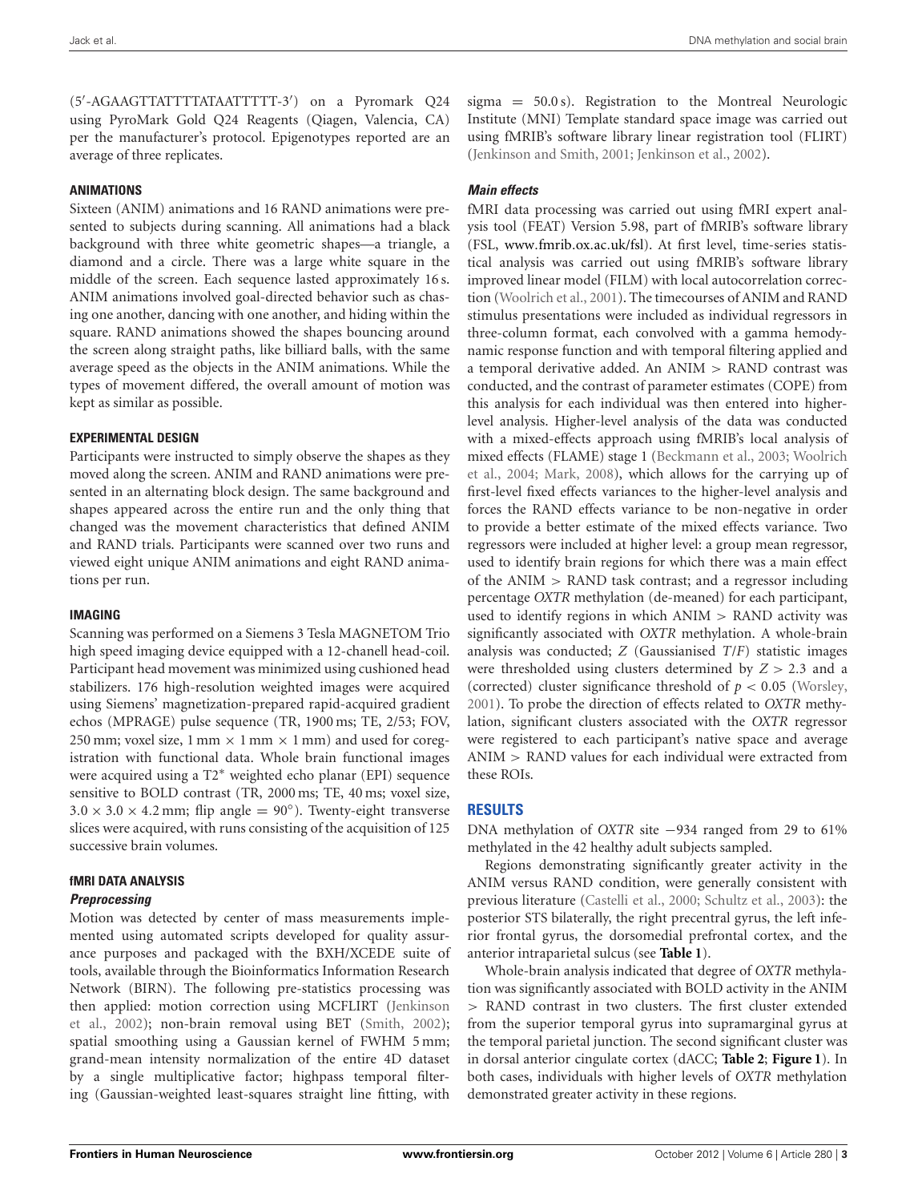(5′-AGAAGTTATTTTATAATTTTT-3′) on a Pyromark Q24 using PyroMark Gold Q24 Reagents (Qiagen, Valencia, CA) per the manufacturer's protocol. Epigenotypes reported are an average of three replicates.

### ANIMATIONS

Sixteen (ANIM) animations and 16 RAND animations were presented to subjects during scanning. All animations had a black background with three white geometric shapes—a triangle, a diamond and a circle. There was a large white square in the middle of the screen. Each sequence lasted approximately 16 s. ANIM animations involved goal-directed behavior such as chasing one another, dancing with one another, and hiding within the square. RAND animations showed the shapes bouncing around the screen along straight paths, like billiard balls, with the same average speed as the objects in the ANIM animations. While the types of movement differed, the overall amount of motion was kept as similar as possible.

### EXPERIMENTAL DESIGN

Participants were instructed to simply observe the shapes as they moved along the screen. ANIM and RAND animations were presented in an alternating block design. The same background and shapes appeared across the entire run and the only thing that changed was the movement characteristics that defined ANIM and RAND trials. Participants were scanned over two runs and viewed eight unique ANIM animations and eight RAND animations per run.

### IMAGING

Scanning was performed on a Siemens 3 Tesla MAGNETOM Trio high speed imaging device equipped with a 12-chanell head-coil. Participant head movement was minimized using cushioned head stabilizers. 176 high-resolution weighted images were acquired using Siemens' magnetization-prepared rapid-acquired gradient echos (MPRAGE) pulse sequence (TR, 1900 ms; TE, 2/53; FOV, 250 mm; voxel size, 1 mm × 1 mm × 1 mm) and used for coregistration with functional data. Whole brain functional images were acquired using a T2* weighted echo planar (EPI) sequence sensitive to BOLD contrast (TR, 2000 ms; TE, 40 ms; voxel size, 3.0 × 3.0 × 4.2 mm; flip angle = 90°). Twenty-eight transverse slices were acquired, with runs consisting of the acquisition of 125 successive brain volumes.

### fMRI DATA ANALYSIS

#### *Preprocessing*

Motion was detected by center of mass measurements implemented using automated scripts developed for quality assurance purposes and packaged with the BXH/XCEDE suite of tools, available through the Bioinformatics Information Research Network (BIRN). The following pre-statistics processing was then applied: motion correction using MCFLIRT (Jenkinson et al., 2002); non-brain removal using BET (Smith, 2002); spatial smoothing using a Gaussian kernel of FWHM 5 mm; grand-mean intensity normalization of the entire 4D dataset by a single multiplicative factor; highpass temporal filtering (Gaussian-weighted least-squares straight line fitting, with sigma = 50.0 s). Registration to the Montreal Neurologic Institute (MNI) Template standard space image was carried out using fMRIB's software library linear registration tool (FLIRT) (Jenkinson and Smith, 2001; Jenkinson et al., 2002).

#### *Main effects*

fMRI data processing was carried out using fMRI expert analysis tool (FEAT) Version 5.98, part of fMRIB's software library (FSL, www.fmrib.ox.ac.uk/fsl). At first level, time-series statistical analysis was carried out using fMRIB's software library improved linear model (FILM) with local autocorrelation correction (Woolrich et al., 2001). The timecourses of ANIM and RAND stimulus presentations were included as individual regressors in three-column format, each convolved with a gamma hemodynamic response function and with temporal filtering applied and a temporal derivative added. An ANIM > RAND contrast was conducted, and the contrast of parameter estimates (COPE) from this analysis for each individual was then entered into higher-level analysis. Higher-level analysis of the data was conducted with a mixed-effects approach using fMRIB's local analysis of mixed effects (FLAME) stage 1 (Beckmann et al., 2003; Woolrich et al., 2004; Mark, 2008), which allows for the carrying up of first-level fixed effects variances to the higher-level analysis and forces the RAND effects variance to be non-negative in order to provide a better estimate of the mixed effects variance. Two regressors were included at higher level: a group mean regressor, used to identify brain regions for which there was a main effect of the ANIM > RAND task contrast; and a regressor including percentage *OXTR* methylation (de-meaned) for each participant, used to identify regions in which ANIM > RAND activity was significantly associated with *OXTR* methylation. A whole-brain analysis was conducted; $Z$ (Gaussianised $T/F$) statistic images were thresholded using clusters determined by $Z > 2.3$ and a (corrected) cluster significance threshold of $p < 0.05$ (Worsley, 2001). To probe the direction of effects related to *OXTR* methylation, significant clusters associated with the *OXTR* regressor were registered to each participant's native space and average ANIM > RAND values for each individual were extracted from these ROIs.

## RESULTS

DNA methylation of *OXTR* site −934 ranged from 29 to 61% methylated in the 42 healthy adult subjects sampled.

Regions demonstrating significantly greater activity in the ANIM versus RAND condition, were generally consistent with previous literature (Castelli et al., 2000; Schultz et al., 2003): the posterior STS bilaterally, the right precentral gyrus, the left inferior frontal gyrus, the dorsomedial prefrontal cortex, and the anterior intraparietal sulcus (see **Table 1**).

Whole-brain analysis indicated that degree of *OXTR* methylation was significantly associated with BOLD activity in the ANIM > RAND contrast in two clusters. The first cluster extended from the superior temporal gyrus into supramarginal gyrus at the temporal parietal junction. The second significant cluster was in dorsal anterior cingulate cortex (dACC; **Table 2**; **Figure 1**). In both cases, individuals with higher levels of *OXTR* methylation demonstrated greater activity in these regions.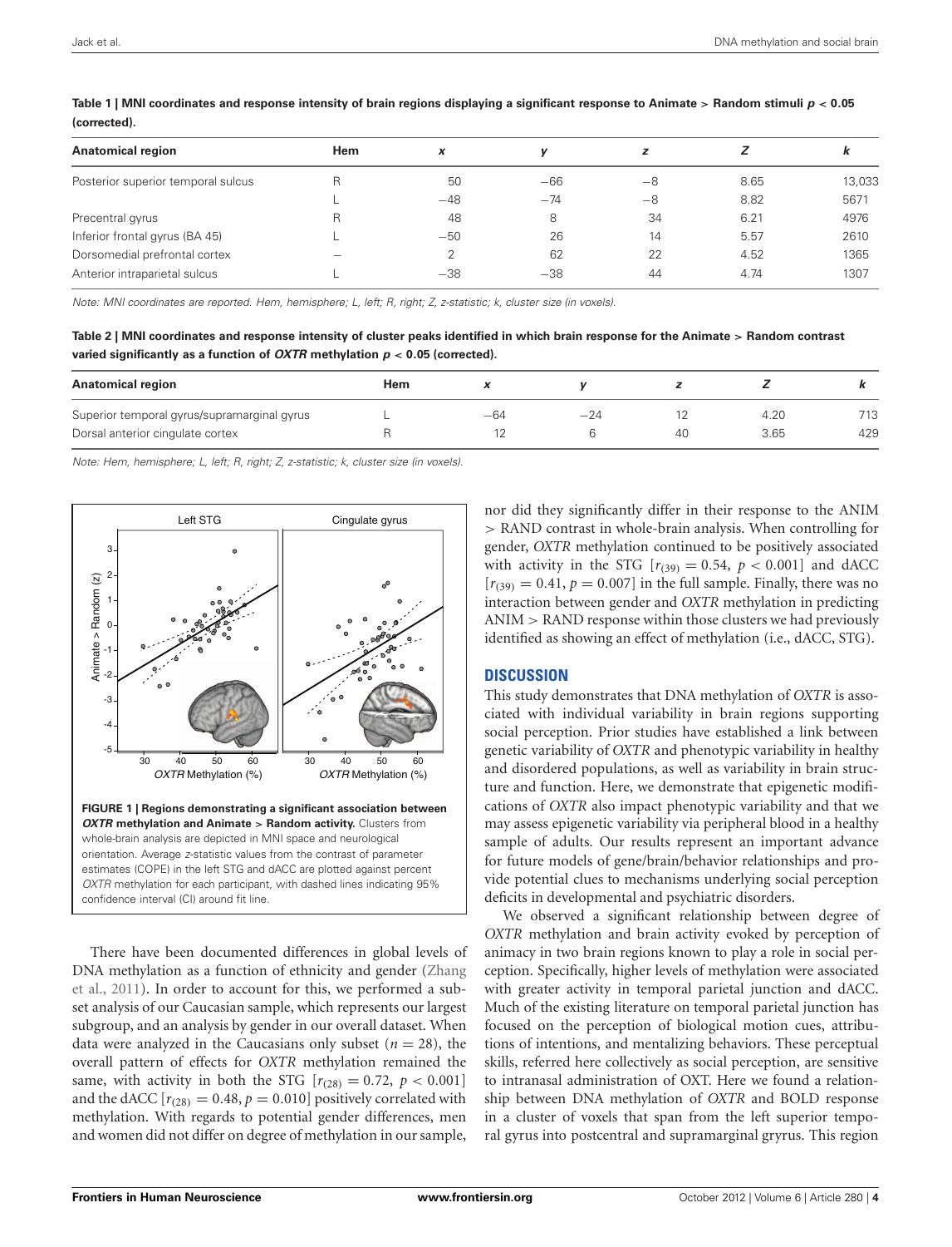**Table 1 | MNI coordinates and response intensity of brain regions displaying a significant response to Animate > Random stimuli $p < 0.05$ (corrected).**

| Anatomical region | Hem | x | y | z | Z | k |
|---|---|---|---|---|---|---|
| Posterior superior temporal sulcus | R | 50 | −66 | −8 | 8.65 | 13,033 |
| | L | −48 | −74 | −8 | 8.82 | 5671 |
| Precentral gyrus | R | 48 | 8 | 34 | 6.21 | 4976 |
| Inferior frontal gyrus (BA 45) | L | −50 | 26 | 14 | 5.57 | 2610 |
| Dorsomedial prefrontal cortex | – | 2 | 62 | 22 | 4.52 | 1365 |
| Anterior intraparietal sulcus | L | −38 | −38 | 44 | 4.74 | 1307 |

*Note: MNI coordinates are reported. Hem, hemisphere; L, left; R, right; Z, z-statistic; k, cluster size (in voxels).*

**Table 2 | MNI coordinates and response intensity of cluster peaks identified in which brain response for the Animate > Random contrast varied significantly as a function of *OXTR* methylation $p < 0.05$ (corrected).**

| Anatomical region | Hem | x | y | z | Z | k |
|---|---|---|---|---|---|---|
| Superior temporal gyrus/supramarginal gyrus | L | −64 | −24 | 12 | 4.20 | 713 |
| Dorsal anterior cingulate cortex | R | 12 | 6 | 40 | 3.65 | 429 |

*Note: Hem, hemisphere; L, left; R, right; Z, z-statistic; k, cluster size (in voxels).*

**FIGURE 1 | Regions demonstrating a significant association between *OXTR* methylation and Animate > Random activity.** Clusters from whole-brain analysis are depicted in MNI space and neurological orientation. Average z-statistic values from the contrast of parameter estimates (COPE) in the left STG and dACC are plotted against percent *OXTR* methylation for each participant, with dashed lines indicating 95% confidence interval (CI) around fit line.

There have been documented differences in global levels of DNA methylation as a function of ethnicity and gender (Zhang et al., 2011). In order to account for this, we performed a subset analysis of our Caucasian sample, which represents our largest subgroup, and an analysis by gender in our overall dataset. When data were analyzed in the Caucasians only subset ($n = 28$), the overall pattern of effects for *OXTR* methylation remained the same, with activity in both the STG [$r_{(28)} = 0.72$, $p < 0.001$] and the dACC [$r_{(28)} = 0.48$, $p = 0.010$] positively correlated with methylation. With regards to potential gender differences, men and women did not differ on degree of methylation in our sample, nor did they significantly differ in their response to the ANIM > RAND contrast in whole-brain analysis. When controlling for gender, *OXTR* methylation continued to be positively associated with activity in the STG [$r_{(39)} = 0.54$, $p < 0.001$] and dACC [$r_{(39)} = 0.41$, $p = 0.007$] in the full sample. Finally, there was no interaction between gender and *OXTR* methylation in predicting ANIM > RAND response within those clusters we had previously identified as showing an effect of methylation (i.e., dACC, STG).

## DISCUSSION

This study demonstrates that DNA methylation of *OXTR* is associated with individual variability in brain regions supporting social perception. Prior studies have established a link between genetic variability of *OXTR* and phenotypic variability in healthy and disordered populations, as well as variability in brain structure and function. Here, we demonstrate that epigenetic modifications of *OXTR* also impact phenotypic variability and that we may assess epigenetic variability via peripheral blood in a healthy sample of adults. Our results represent an important advance for future models of gene/brain/behavior relationships and provide potential clues to mechanisms underlying social perception deficits in developmental and psychiatric disorders.

We observed a significant relationship between degree of *OXTR* methylation and brain activity evoked by perception of animacy in two brain regions known to play a role in social perception. Specifically, higher levels of methylation were associated with greater activity in temporal parietal junction and dACC. Much of the existing literature on temporal parietal junction has focused on the perception of biological motion cues, attributions of intentions, and mentalizing behaviors. These perceptual skills, referred here collectively as social perception, are sensitive to intranasal administration of OXT. Here we found a relationship between DNA methylation of *OXTR* and BOLD response in a cluster of voxels that span from the left superior temporal gyrus into postcentral and supramarginal gryrus. This region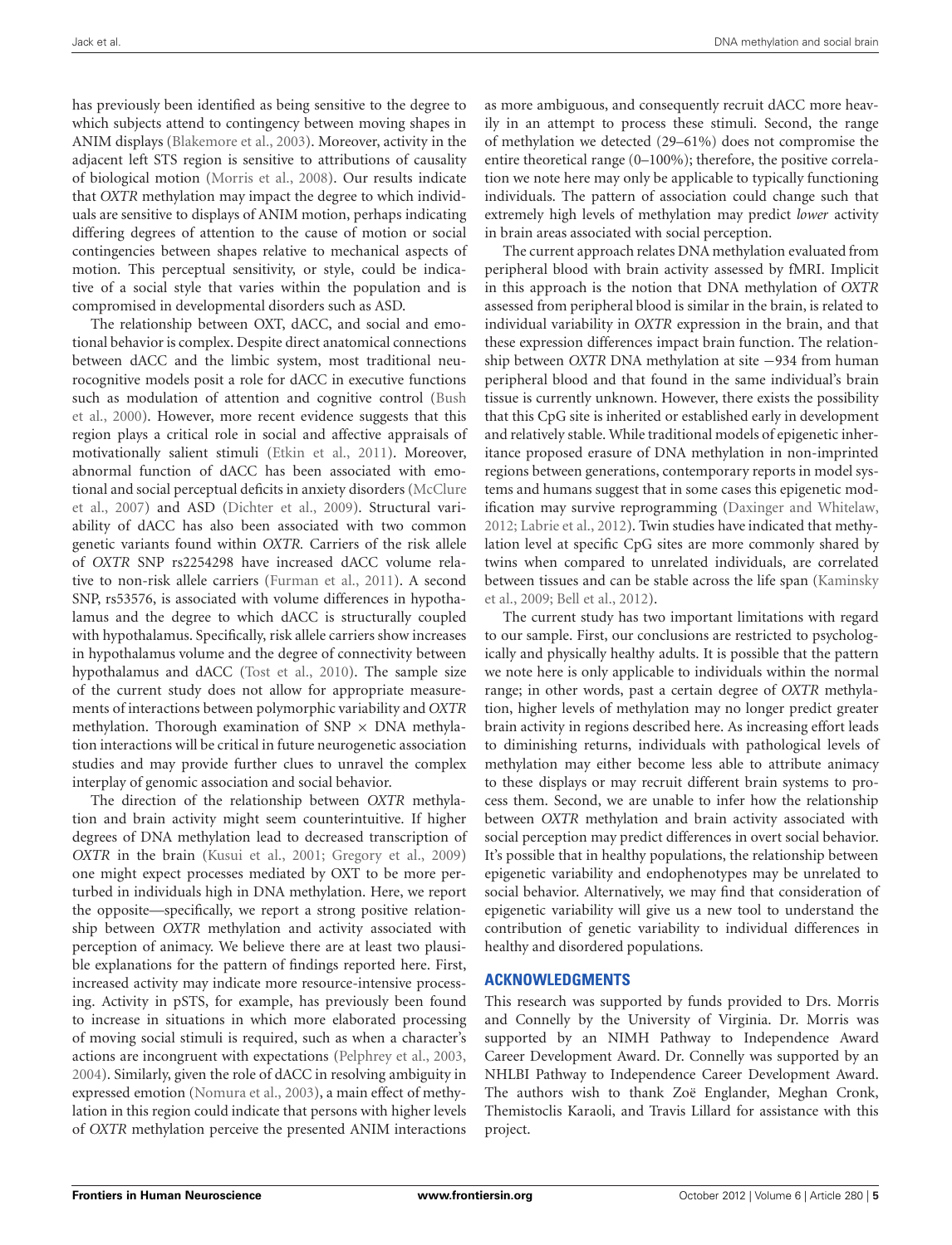has previously been identified as being sensitive to the degree to which subjects attend to contingency between moving shapes in ANIM displays (Blakemore et al., 2003). Moreover, activity in the adjacent left STS region is sensitive to attributions of causality of biological motion (Morris et al., 2008). Our results indicate that *OXTR* methylation may impact the degree to which individuals are sensitive to displays of ANIM motion, perhaps indicating differing degrees of attention to the cause of motion or social contingencies between shapes relative to mechanical aspects of motion. This perceptual sensitivity, or style, could be indicative of a social style that varies within the population and is compromised in developmental disorders such as ASD.

The relationship between OXT, dACC, and social and emotional behavior is complex. Despite direct anatomical connections between dACC and the limbic system, most traditional neurocognitive models posit a role for dACC in executive functions such as modulation of attention and cognitive control (Bush et al., 2000). However, more recent evidence suggests that this region plays a critical role in social and affective appraisals of motivationally salient stimuli (Etkin et al., 2011). Moreover, abnormal function of dACC has been associated with emotional and social perceptual deficits in anxiety disorders (McClure et al., 2007) and ASD (Dichter et al., 2009). Structural variability of dACC has also been associated with two common genetic variants found within *OXTR*. Carriers of the risk allele of *OXTR* SNP rs2254298 have increased dACC volume relative to non-risk allele carriers (Furman et al., 2011). A second SNP, rs53576, is associated with volume differences in hypothalamus and the degree to which dACC is structurally coupled with hypothalamus. Specifically, risk allele carriers show increases in hypothalamus volume and the degree of connectivity between hypothalamus and dACC (Tost et al., 2010). The sample size of the current study does not allow for appropriate measurements of interactions between polymorphic variability and *OXTR* methylation. Thorough examination of SNP × DNA methylation interactions will be critical in future neurogenetic association studies and may provide further clues to unravel the complex interplay of genomic association and social behavior.

The direction of the relationship between *OXTR* methylation and brain activity might seem counterintuitive. If higher degrees of DNA methylation lead to decreased transcription of *OXTR* in the brain (Kusui et al., 2001; Gregory et al., 2009) one might expect processes mediated by OXT to be more perturbed in individuals high in DNA methylation. Here, we report the opposite—specifically, we report a strong positive relationship between *OXTR* methylation and activity associated with perception of animacy. We believe there are at least two plausible explanations for the pattern of findings reported here. First, increased activity may indicate more resource-intensive processing. Activity in pSTS, for example, has previously been found to increase in situations in which more elaborated processing of moving social stimuli is required, such as when a character's actions are incongruent with expectations (Pelphrey et al., 2003, 2004). Similarly, given the role of dACC in resolving ambiguity in expressed emotion (Nomura et al., 2003), a main effect of methylation in this region could indicate that persons with higher levels of *OXTR* methylation perceive the presented ANIM interactions as more ambiguous, and consequently recruit dACC more heavily in an attempt to process these stimuli. Second, the range of methylation we detected (29–61%) does not compromise the entire theoretical range (0–100%); therefore, the positive correlation we note here may only be applicable to typically functioning individuals. The pattern of association could change such that extremely high levels of methylation may predict *lower* activity in brain areas associated with social perception.

The current approach relates DNA methylation evaluated from peripheral blood with brain activity assessed by fMRI. Implicit in this approach is the notion that DNA methylation of *OXTR* assessed from peripheral blood is similar in the brain, is related to individual variability in *OXTR* expression in the brain, and that these expression differences impact brain function. The relationship between *OXTR* DNA methylation at site −934 from human peripheral blood and that found in the same individual's brain tissue is currently unknown. However, there exists the possibility that this CpG site is inherited or established early in development and relatively stable. While traditional models of epigenetic inheritance proposed erasure of DNA methylation in non-imprinted regions between generations, contemporary reports in model systems and humans suggest that in some cases this epigenetic modification may survive reprogramming (Daxinger and Whitelaw, 2012; Labrie et al., 2012). Twin studies have indicated that methylation level at specific CpG sites are more commonly shared by twins when compared to unrelated individuals, are correlated between tissues and can be stable across the life span (Kaminsky et al., 2009; Bell et al., 2012).

The current study has two important limitations with regard to our sample. First, our conclusions are restricted to psychologically and physically healthy adults. It is possible that the pattern we note here is only applicable to individuals within the normal range; in other words, past a certain degree of *OXTR* methylation, higher levels of methylation may no longer predict greater brain activity in regions described here. As increasing effort leads to diminishing returns, individuals with pathological levels of methylation may either become less able to attribute animacy to these displays or may recruit different brain systems to process them. Second, we are unable to infer how the relationship between *OXTR* methylation and brain activity associated with social perception may predict differences in overt social behavior. It's possible that in healthy populations, the relationship between epigenetic variability and endophenotypes may be unrelated to social behavior. Alternatively, we may find that consideration of epigenetic variability will give us a new tool to understand the contribution of genetic variability to individual differences in healthy and disordered populations.

## ACKNOWLEDGMENTS

This research was supported by funds provided to Drs. Morris and Connelly by the University of Virginia. Dr. Morris was supported by an NIMH Pathway to Independence Award Career Development Award. Dr. Connelly was supported by an NHLBI Pathway to Independence Career Development Award. The authors wish to thank Zoë Englander, Meghan Cronk, Themistoclis Karaoli, and Travis Lillard for assistance with this project.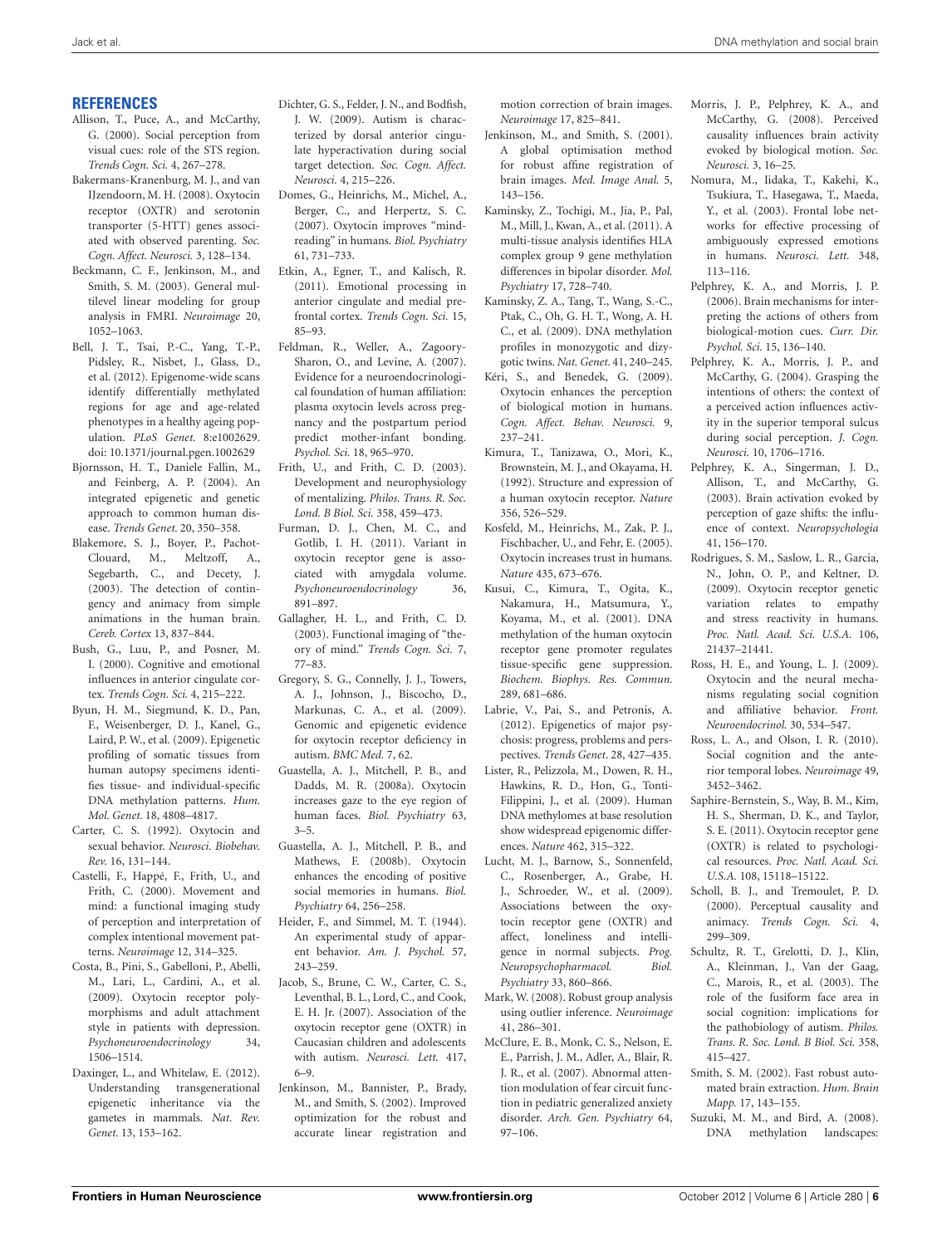## REFERENCES

Allison, T., Puce, A., and McCarthy, G. (2000). Social perception from visual cues: role of the STS region. *Trends Cogn. Sci.* 4, 267–278.

Bakermans-Kranenburg, M. J., and van IJzendoorn, M. H. (2008). Oxytocin receptor (OXTR) and serotonin transporter (5-HTT) genes associated with observed parenting. *Soc. Cogn. Affect. Neurosci.* 3, 128–134.

Beckmann, C. F., Jenkinson, M., and Smith, S. M. (2003). General multilevel linear modeling for group analysis in FMRI. *Neuroimage* 20, 1052–1063.

Bell, J. T., Tsai, P.-C., Yang, T.-P., Pidsley, R., Nisbet, J., Glass, D., et al. (2012). Epigenome-wide scans identify differentially methylated regions for age and age-related phenotypes in a healthy ageing population. *PLoS Genet.* 8:e1002629. doi: 10.1371/journal.pgen.1002629

Bjornsson, H. T., Daniele Fallin, M., and Feinberg, A. P. (2004). An integrated epigenetic and genetic approach to common human disease. *Trends Genet.* 20, 350–358.

Blakemore, S. J., Boyer, P., Pachot-Clouard, M., Meltzoff, A., Segebarth, C., and Decety, J. (2003). The detection of contingency and animacy from simple animations in the human brain. *Cereb. Cortex* 13, 837–844.

Bush, G., Luu, P., and Posner, M. I. (2000). Cognitive and emotional influences in anterior cingulate cortex. *Trends Cogn. Sci.* 4, 215–222.

Byun, H. M., Siegmund, K. D., Pan, F., Weisenberger, D. J., Kanel, G., Laird, P. W., et al. (2009). Epigenetic profiling of somatic tissues from human autopsy specimens identifies tissue- and individual-specific DNA methylation patterns. *Hum. Mol. Genet.* 18, 4808–4817.

Carter, C. S. (1992). Oxytocin and sexual behavior. *Neurosci. Biobehav. Rev.* 16, 131–144.

Castelli, F., Happé, F., Frith, U., and Frith, C. (2000). Movement and mind: a functional imaging study of perception and interpretation of complex intentional movement patterns. *Neuroimage* 12, 314–325.

Costa, B., Pini, S., Gabelloni, P., Abelli, M., Lari, L., Cardini, A., et al. (2009). Oxytocin receptor polymorphisms and adult attachment style in patients with depression. *Psychoneuroendocrinology* 34, 1506–1514.

Daxinger, L., and Whitelaw, E. (2012). Understanding transgenerational epigenetic inheritance via the gametes in mammals. *Nat. Rev. Genet.* 13, 153–162.

Dichter, G. S., Felder, J. N., and Bodfish, J. W. (2009). Autism is characterized by dorsal anterior cingulate hyperactivation during social target detection. *Soc. Cogn. Affect. Neurosci.* 4, 215–226.

Domes, G., Heinrichs, M., Michel, A., Berger, C., and Herpertz, S. C. (2007). Oxytocin improves "mind-reading" in humans. *Biol. Psychiatry* 61, 731–733.

Etkin, A., Egner, T., and Kalisch, R. (2011). Emotional processing in anterior cingulate and medial prefrontal cortex. *Trends Cogn. Sci.* 15, 85–93.

Feldman, R., Weller, A., Zagoory-Sharon, O., and Levine, A. (2007). Evidence for a neuroendocrinological foundation of human affiliation: plasma oxytocin levels across pregnancy and the postpartum period predict mother-infant bonding. *Psychol. Sci.* 18, 965–970.

Frith, U., and Frith, C. D. (2003). Development and neurophysiology of mentalizing. *Philos. Trans. R. Soc. Lond. B Biol. Sci.* 358, 459–473.

Furman, D. J., Chen, M. C., and Gotlib, I. H. (2011). Variant in oxytocin receptor gene is associated with amygdala volume. *Psychoneuroendocrinology* 36, 891–897.

Gallagher, H. L., and Frith, C. D. (2003). Functional imaging of "theory of mind." *Trends Cogn. Sci.* 7, 77–83.

Gregory, S. G., Connelly, J. J., Towers, A. J., Johnson, J., Biscocho, D., Markunas, C. A., et al. (2009). Genomic and epigenetic evidence for oxytocin receptor deficiency in autism. *BMC Med.* 7, 62.

Guastella, A. J., Mitchell, P. B., and Dadds, M. R. (2008a). Oxytocin increases gaze to the eye region of human faces. *Biol. Psychiatry* 63, 3–5.

Guastella, A. J., Mitchell, P. B., and Mathews, F. (2008b). Oxytocin enhances the encoding of positive social memories in humans. *Biol. Psychiatry* 64, 256–258.

Heider, F., and Simmel, M. T. (1944). An experimental study of apparent behavior. *Am. J. Psychol.* 57, 243–259.

Jacob, S., Brune, C. W., Carter, C. S., Leventhal, B. L., Lord, C., and Cook, E. H. Jr. (2007). Association of the oxytocin receptor gene (OXTR) in Caucasian children and adolescents with autism. *Neurosci. Lett.* 417, 6–9.

Jenkinson, M., Bannister, P., Brady, M., and Smith, S. (2002). Improved optimization for the robust and accurate linear registration and motion correction of brain images. *Neuroimage* 17, 825–841.

Jenkinson, M., and Smith, S. (2001). A global optimisation method for robust affine registration of brain images. *Med. Image Anal.* 5, 143–156.

Kaminsky, Z., Tochigi, M., Jia, P., Pal, M., Mill, J., Kwan, A., et al. (2011). A multi-tissue analysis identifies HLA complex group 9 gene methylation differences in bipolar disorder. *Mol. Psychiatry* 17, 728–740.

Kaminsky, Z. A., Tang, T., Wang, S.-C., Ptak, C., Oh, G. H. T., Wong, A. H. C., et al. (2009). DNA methylation profiles in monozygotic and dizygotic twins. *Nat. Genet.* 41, 240–245.

Kéri, S., and Benedek, G. (2009). Oxytocin enhances the perception of biological motion in humans. *Cogn. Affect. Behav. Neurosci.* 9, 237–241.

Kimura, T., Tanizawa, O., Mori, K., Brownstein, M. J., and Okayama, H. (1992). Structure and expression of a human oxytocin receptor. *Nature* 356, 526–529.

Kosfeld, M., Heinrichs, M., Zak, P. J., Fischbacher, U., and Fehr, E. (2005). Oxytocin increases trust in humans. *Nature* 435, 673–676.

Kusui, C., Kimura, T., Ogita, K., Nakamura, H., Matsumura, Y., Koyama, M., et al. (2001). DNA methylation of the human oxytocin receptor gene promoter regulates tissue-specific gene suppression. *Biochem. Biophys. Res. Commun.* 289, 681–686.

Labrie, V., Pai, S., and Petronis, A. (2012). Epigenetics of major psychosis: progress, problems and perspectives. *Trends Genet*. 28, 427–435.

Lister, R., Pelizzola, M., Dowen, R. H., Hawkins, R. D., Hon, G., Tonti-Filippini, J., et al. (2009). Human DNA methylomes at base resolution show widespread epigenomic differences. *Nature* 462, 315–322.

Lucht, M. J., Barnow, S., Sonnenfeld, C., Rosenberger, A., Grabe, H. J., Schroeder, W., et al. (2009). Associations between the oxytocin receptor gene (OXTR) and affect, loneliness and intelligence in normal subjects. *Prog. Neuropsychopharmacol. Biol. Psychiatry* 33, 860–866.

Mark, W. (2008). Robust group analysis using outlier inference. *Neuroimage* 41, 286–301.

McClure, E. B., Monk, C. S., Nelson, E. E., Parrish, J. M., Adler, A., Blair, R. J. R., et al. (2007). Abnormal attention modulation of fear circuit function in pediatric generalized anxiety disorder. *Arch. Gen. Psychiatry* 64, 97–106.

Morris, J. P., Pelphrey, K. A., and McCarthy, G. (2008). Perceived causality influences brain activity evoked by biological motion. *Soc. Neurosci.* 3, 16–25.

Nomura, M., Iidaka, T., Kakehi, K., Tsukiura, T., Hasegawa, T., Maeda, Y., et al. (2003). Frontal lobe networks for effective processing of ambiguously expressed emotions in humans. *Neurosci. Lett.* 348, 113–116.

Pelphrey, K. A., and Morris, J. P. (2006). Brain mechanisms for interpreting the actions of others from biological-motion cues. *Curr. Dir. Psychol. Sci.* 15, 136–140.

Pelphrey, K. A., Morris, J. P., and McCarthy, G. (2004). Grasping the intentions of others: the context of a perceived action influences activity in the superior temporal sulcus during social perception. *J. Cogn. Neurosci.* 10, 1706–1716.

Pelphrey, K. A., Singerman, J. D., Allison, T., and McCarthy, G. (2003). Brain activation evoked by perception of gaze shifts: the influence of context. *Neuropsychologia* 41, 156–170.

Rodrigues, S. M., Saslow, L. R., Garcia, N., John, O. P., and Keltner, D. (2009). Oxytocin receptor genetic variation relates to empathy and stress reactivity in humans. *Proc. Natl. Acad. Sci. U.S.A.* 106, 21437–21441.

Ross, H. E., and Young, L. J. (2009). Oxytocin and the neural mechanisms regulating social cognition and affiliative behavior. *Front. Neuroendocrinol.* 30, 534–547.

Ross, L. A., and Olson, I. R. (2010). Social cognition and the anterior temporal lobes. *Neuroimage* 49, 3452–3462.

Saphire-Bernstein, S., Way, B. M., Kim, H. S., Sherman, D. K., and Taylor, S. E. (2011). Oxytocin receptor gene (OXTR) is related to psychological resources. *Proc. Natl. Acad. Sci. U.S.A.* 108, 15118–15122.

Scholl, B. J., and Tremoulet, P. D. (2000). Perceptual causality and animacy. *Trends Cogn. Sci.* 4, 299–309.

Schultz, R. T., Grelotti, D. J., Klin, A., Kleinman, J., Van der Gaag, C., Marois, R., et al. (2003). The role of the fusiform face area in social cognition: implications for the pathobiology of autism. *Philos. Trans. R. Soc. Lond. B Biol. Sci.* 358, 415–427.

Smith, S. M. (2002). Fast robust automated brain extraction. *Hum. Brain Mapp.* 17, 143–155.

Suzuki, M. M., and Bird, A. (2008). DNA methylation landscapes: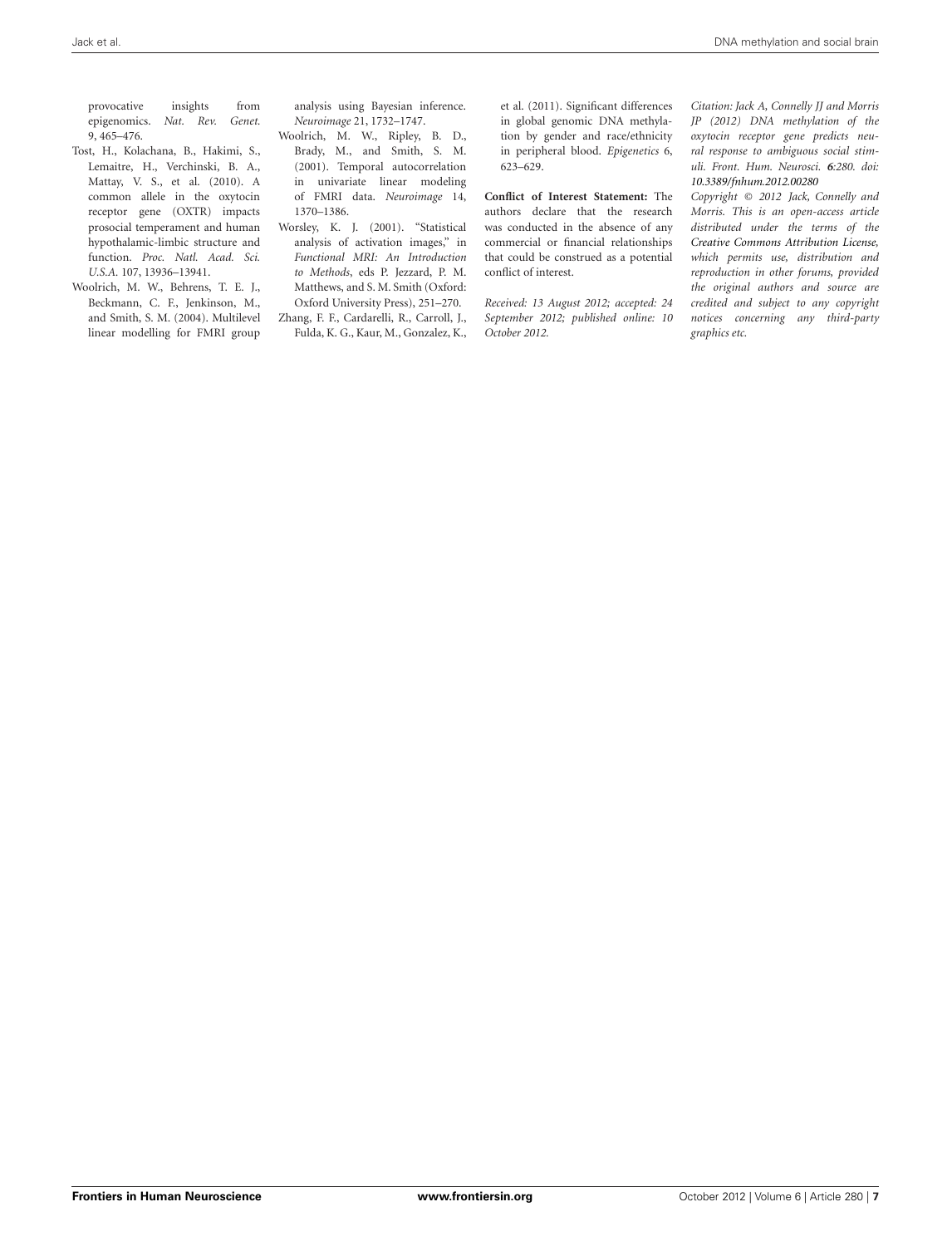provocative insights from epigenomics. *Nat. Rev. Genet.* 9, 465–476.

Tost, H., Kolachana, B., Hakimi, S., Lemaitre, H., Verchinski, B. A., Mattay, V. S., et al. (2010). A common allele in the oxytocin receptor gene (OXTR) impacts prosocial temperament and human hypothalamic-limbic structure and function. *Proc. Natl. Acad. Sci. U.S.A.* 107, 13936–13941.

Woolrich, M. W., Behrens, T. E. J., Beckmann, C. F., Jenkinson, M., and Smith, S. M. (2004). Multilevel linear modelling for FMRI group analysis using Bayesian inference. *Neuroimage* 21, 1732–1747.

Woolrich, M. W., Ripley, B. D., Brady, M., and Smith, S. M. (2001). Temporal autocorrelation in univariate linear modeling of FMRI data. *Neuroimage* 14, 1370–1386.

Worsley, K. J. (2001). "Statistical analysis of activation images," in *Functional MRI: An Introduction to Methods*, eds P. Jezzard, P. M. Matthews, and S. M. Smith (Oxford: Oxford University Press), 251–270.

Zhang, F. F., Cardarelli, R., Carroll, J., Fulda, K. G., Kaur, M., Gonzalez, K., et al. (2011). Significant differences in global genomic DNA methylation by gender and race/ethnicity in peripheral blood. *Epigenetics* 6, 623–629.

**Conflict of Interest Statement:** The authors declare that the research was conducted in the absence of any commercial or financial relationships that could be construed as a potential conflict of interest.

*Received: 13 August 2012; accepted: 24 September 2012; published online: 10 October 2012.*

*Citation: Jack A, Connelly JJ and Morris JP (2012) DNA methylation of the oxytocin receptor gene predicts neural response to ambiguous social stimuli. Front. Hum. Neurosci. **6**:280. doi: 10.3389/fnhum.2012.00280*

*Copyright © 2012 Jack, Connelly and Morris. This is an open-access article distributed under the terms of the Creative Commons Attribution License, which permits use, distribution and reproduction in other forums, provided the original authors and source are credited and subject to any copyright notices concerning any third-party graphics etc.*